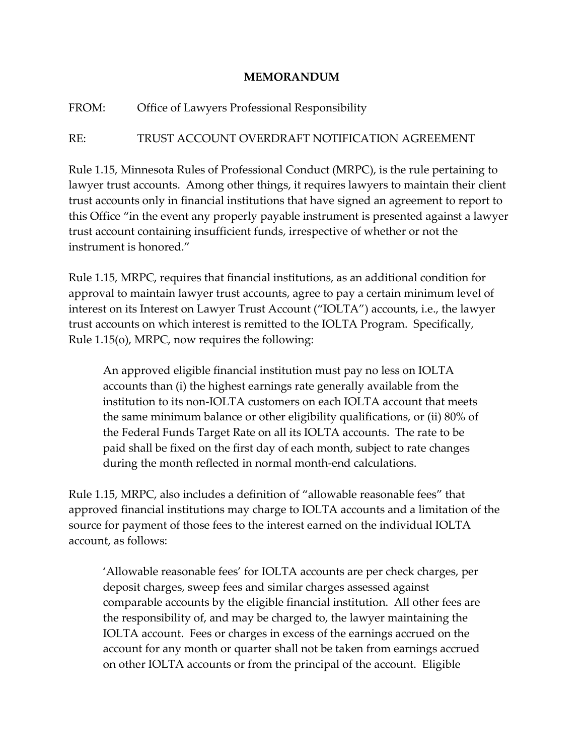# MEMORANDUM

FROM: Office of Lawyers Professional Responsibility

RE: TRUST ACCOUNT OVERDRAFT NOTIFICATION AGREEMENT

Rule 1.15, Minnesota Rules of Professional Conduct (MRPC), is the rule pertaining to lawyer trust accounts. Among other things, it requires lawyers to maintain their client trust accounts only in financial institutions that have signed an agreement to report to this Office "in the event any properly payable instrument is presented against a lawyer trust account containing insufficient funds, irrespective of whether or not the instrument is honored."

Rule 1.15, MRPC, requires that financial institutions, as an additional condition for approval to maintain lawyer trust accounts, agree to pay a certain minimum level of interest on its Interest on Lawyer Trust Account ("IOLTA") accounts, i.e., the lawyer trust accounts on which interest is remitted to the IOLTA Program. Specifically, Rule 1.15(o), MRPC, now requires the following:

> An approved eligible financial institution must pay no less on IOLTA accounts than (i) the highest earnings rate generally available from the institution to its non-IOLTA customers on each IOLTA account that meets the same minimum balance or other eligibility qualifications, or (ii) 80% of the Federal Funds Target Rate on all its IOLTA accounts. The rate to be paid shall be fixed on the first day of each month, subject to rate changes during the month reflected in normal month-end calculations.

Rule 1.15, MRPC, also includes a definition of "allowable reasonable fees" that approved financial institutions may charge to IOLTA accounts and a limitation of the source for payment of those fees to the interest earned on the individual IOLTA account, as follows:

> 'Allowable reasonable fees' for IOLTA accounts are per check charges, per deposit charges, sweep fees and similar charges assessed against comparable accounts by the eligible financial institution. All other fees are the responsibility of, and may be charged to, the lawyer maintaining the IOLTA account. Fees or charges in excess of the earnings accrued on the account for any month or quarter shall not be taken from earnings accrued on other IOLTA accounts or from the principal of the account. Eligible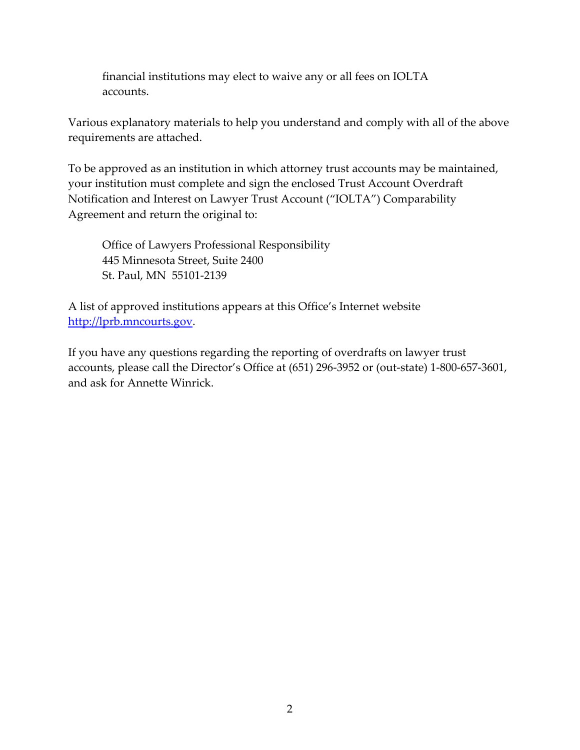financial institutions may elect to waive any or all fees on IOLTA accounts.

Various explanatory materials to help you understand and comply with all of the above requirements are attached.

To be approved as an institution in which attorney trust accounts may be maintained, your institution must complete and sign the enclosed Trust Account Overdraft Notification and Interest on Lawyer Trust Account ("IOLTA") Comparability Agreement and return the original to:

> Office of Lawyers Professional Responsibility
> 445 Minnesota Street, Suite 2400
> St. Paul, MN 55101-2139

A list of approved institutions appears at this Office's Internet website [http://lprb.mncourts.gov](http://lprb.mncourts.gov).

If you have any questions regarding the reporting of overdrafts on lawyer trust accounts, please call the Director's Office at (651) 296-3952 or (out-state) 1-800-657-3601, and ask for Annette Winrick.